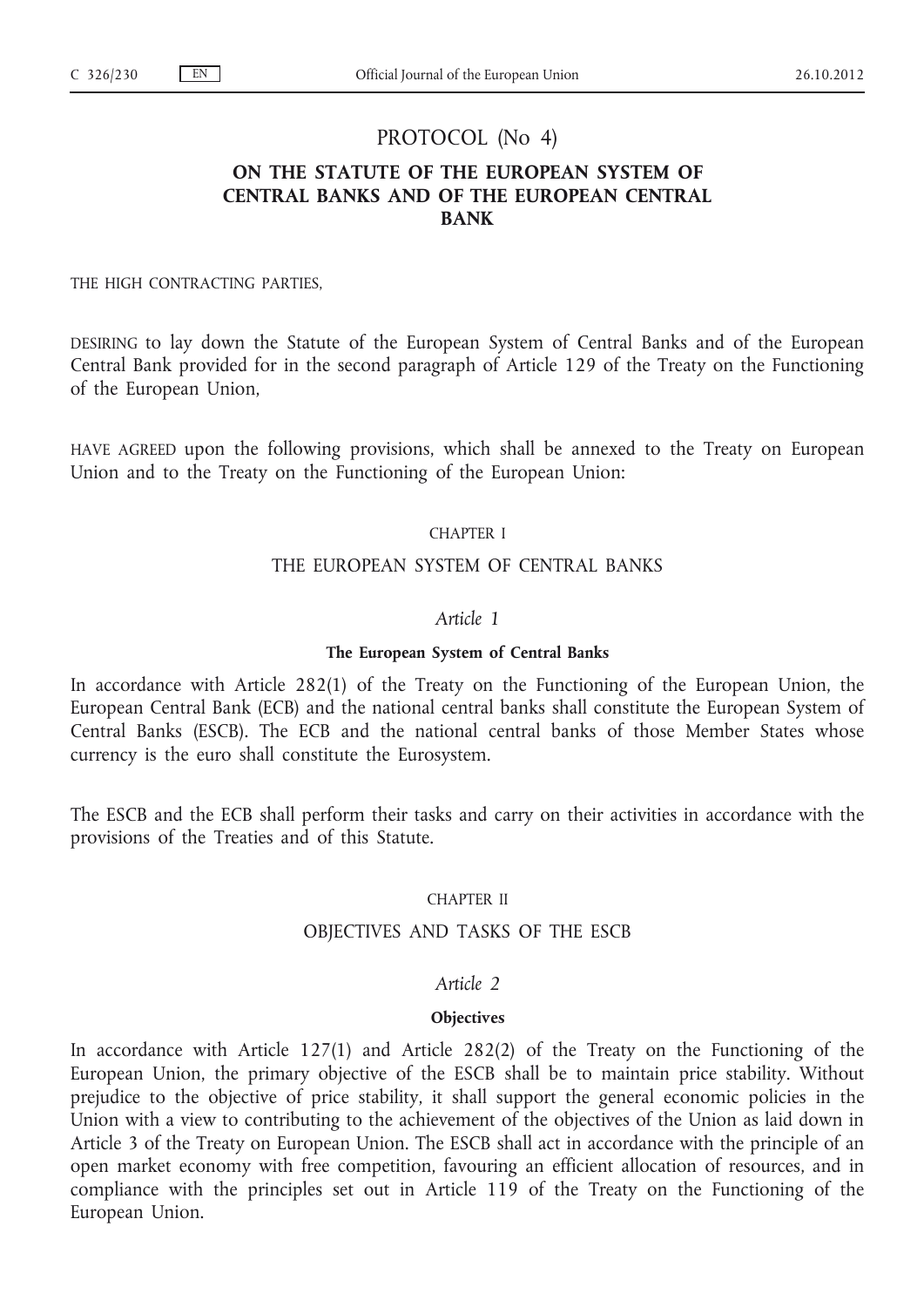# PROTOCOL (No 4)

## ON THE STATUTE OF THE EUROPEAN SYSTEM OF CENTRAL BANKS AND OF THE EUROPEAN CENTRAL BANK

THE HIGH CONTRACTING PARTIES,

DESIRING to lay down the Statute of the European System of Central Banks and of the European Central Bank provided for in the second paragraph of Article 129 of the Treaty on the Functioning of the European Union,

HAVE AGREED upon the following provisions, which shall be annexed to the Treaty on European Union and to the Treaty on the Functioning of the European Union:

## CHAPTER I

## THE EUROPEAN SYSTEM OF CENTRAL BANKS

### *Article 1*

#### The European System of Central Banks

In accordance with Article 282(1) of the Treaty on the Functioning of the European Union, the European Central Bank (ECB) and the national central banks shall constitute the European System of Central Banks (ESCB). The ECB and the national central banks of those Member States whose currency is the euro shall constitute the Eurosystem.

The ESCB and the ECB shall perform their tasks and carry on their activities in accordance with the provisions of the Treaties and of this Statute.

## CHAPTER II

## OBJECTIVES AND TASKS OF THE ESCB

### *Article 2*

#### Objectives

In accordance with Article 127(1) and Article 282(2) of the Treaty on the Functioning of the European Union, the primary objective of the ESCB shall be to maintain price stability. Without prejudice to the objective of price stability, it shall support the general economic policies in the Union with a view to contributing to the achievement of the objectives of the Union as laid down in Article 3 of the Treaty on European Union. The ESCB shall act in accordance with the principle of an open market economy with free competition, favouring an efficient allocation of resources, and in compliance with the principles set out in Article 119 of the Treaty on the Functioning of the European Union.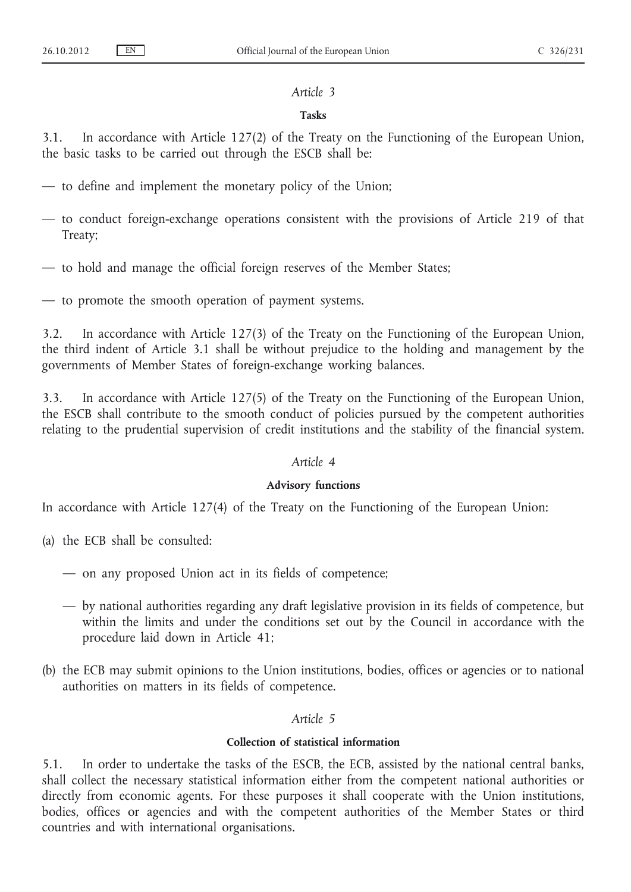*Article 3*

**Tasks**

3.1. In accordance with Article 127(2) of the Treaty on the Functioning of the European Union, the basic tasks to be carried out through the ESCB shall be:

— to define and implement the monetary policy of the Union;

— to conduct foreign-exchange operations consistent with the provisions of Article 219 of that Treaty;

— to hold and manage the official foreign reserves of the Member States;

— to promote the smooth operation of payment systems.

3.2. In accordance with Article 127(3) of the Treaty on the Functioning of the European Union, the third indent of Article 3.1 shall be without prejudice to the holding and management by the governments of Member States of foreign-exchange working balances.

3.3. In accordance with Article 127(5) of the Treaty on the Functioning of the European Union, the ESCB shall contribute to the smooth conduct of policies pursued by the competent authorities relating to the prudential supervision of credit institutions and the stability of the financial system.

*Article 4*

**Advisory functions**

In accordance with Article 127(4) of the Treaty on the Functioning of the European Union:

(a) the ECB shall be consulted:

   — on any proposed Union act in its fields of competence;

   — by national authorities regarding any draft legislative provision in its fields of competence, but within the limits and under the conditions set out by the Council in accordance with the procedure laid down in Article 41;

(b) the ECB may submit opinions to the Union institutions, bodies, offices or agencies or to national authorities on matters in its fields of competence.

*Article 5*

**Collection of statistical information**

5.1. In order to undertake the tasks of the ESCB, the ECB, assisted by the national central banks, shall collect the necessary statistical information either from the competent national authorities or directly from economic agents. For these purposes it shall cooperate with the Union institutions, bodies, offices or agencies and with the competent authorities of the Member States or third countries and with international organisations.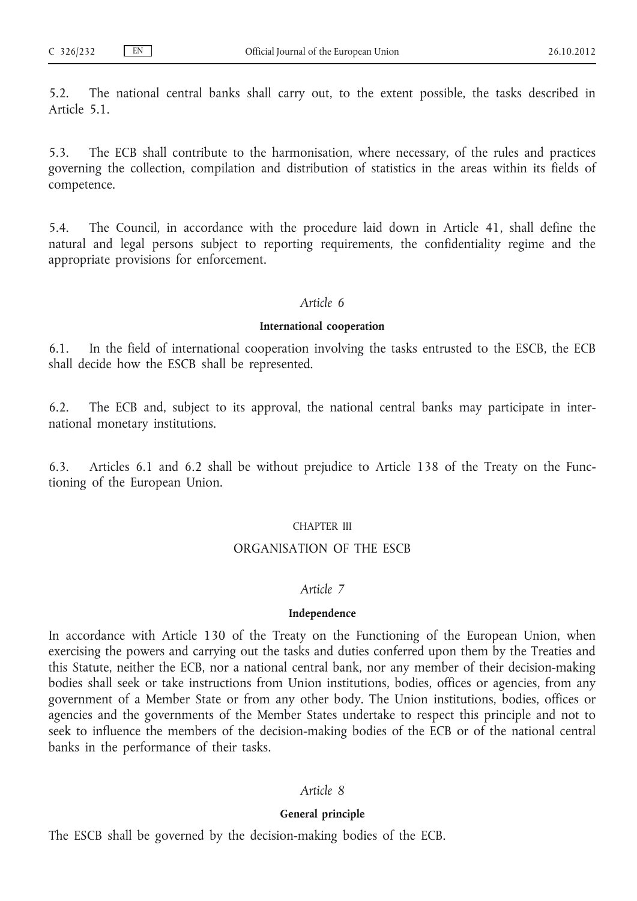5.2. The national central banks shall carry out, to the extent possible, the tasks described in Article 5.1.

5.3. The ECB shall contribute to the harmonisation, where necessary, of the rules and practices governing the collection, compilation and distribution of statistics in the areas within its fields of competence.

5.4. The Council, in accordance with the procedure laid down in Article 41, shall define the natural and legal persons subject to reporting requirements, the confidentiality regime and the appropriate provisions for enforcement.

### *Article 6*

#### **International cooperation**

6.1. In the field of international cooperation involving the tasks entrusted to the ESCB, the ECB shall decide how the ESCB shall be represented.

6.2. The ECB and, subject to its approval, the national central banks may participate in international monetary institutions.

6.3. Articles 6.1 and 6.2 shall be without prejudice to Article 138 of the Treaty on the Functioning of the European Union.

## CHAPTER III

## ORGANISATION OF THE ESCB

### *Article 7*

#### **Independence**

In accordance with Article 130 of the Treaty on the Functioning of the European Union, when exercising the powers and carrying out the tasks and duties conferred upon them by the Treaties and this Statute, neither the ECB, nor a national central bank, nor any member of their decision-making bodies shall seek or take instructions from Union institutions, bodies, offices or agencies, from any government of a Member State or from any other body. The Union institutions, bodies, offices or agencies and the governments of the Member States undertake to respect this principle and not to seek to influence the members of the decision-making bodies of the ECB or of the national central banks in the performance of their tasks.

### *Article 8*

#### **General principle**

The ESCB shall be governed by the decision-making bodies of the ECB.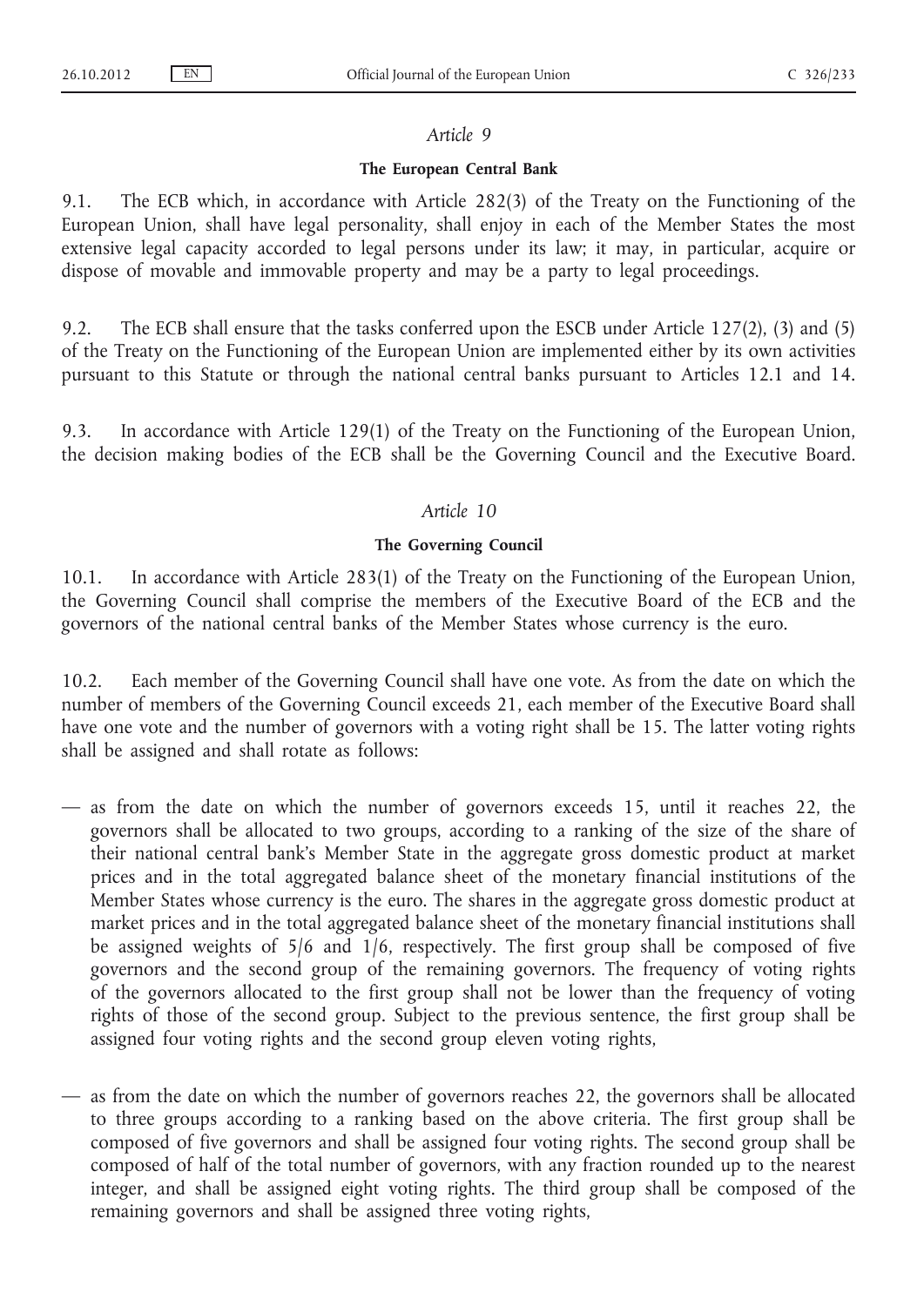*Article 9*

**The European Central Bank**

9.1. The ECB which, in accordance with Article 282(3) of the Treaty on the Functioning of the European Union, shall have legal personality, shall enjoy in each of the Member States the most extensive legal capacity accorded to legal persons under its law; it may, in particular, acquire or dispose of movable and immovable property and may be a party to legal proceedings.

9.2. The ECB shall ensure that the tasks conferred upon the ESCB under Article 127(2), (3) and (5) of the Treaty on the Functioning of the European Union are implemented either by its own activities pursuant to this Statute or through the national central banks pursuant to Articles 12.1 and 14.

9.3. In accordance with Article 129(1) of the Treaty on the Functioning of the European Union, the decision making bodies of the ECB shall be the Governing Council and the Executive Board.

*Article 10*

**The Governing Council**

10.1. In accordance with Article 283(1) of the Treaty on the Functioning of the European Union, the Governing Council shall comprise the members of the Executive Board of the ECB and the governors of the national central banks of the Member States whose currency is the euro.

10.2. Each member of the Governing Council shall have one vote. As from the date on which the number of members of the Governing Council exceeds 21, each member of the Executive Board shall have one vote and the number of governors with a voting right shall be 15. The latter voting rights shall be assigned and shall rotate as follows:

— as from the date on which the number of governors exceeds 15, until it reaches 22, the governors shall be allocated to two groups, according to a ranking of the size of the share of their national central bank's Member State in the aggregate gross domestic product at market prices and in the total aggregated balance sheet of the monetary financial institutions of the Member States whose currency is the euro. The shares in the aggregate gross domestic product at market prices and in the total aggregated balance sheet of the monetary financial institutions shall be assigned weights of 5/6 and 1/6, respectively. The first group shall be composed of five governors and the second group of the remaining governors. The frequency of voting rights of the governors allocated to the first group shall not be lower than the frequency of voting rights of those of the second group. Subject to the previous sentence, the first group shall be assigned four voting rights and the second group eleven voting rights,

— as from the date on which the number of governors reaches 22, the governors shall be allocated to three groups according to a ranking based on the above criteria. The first group shall be composed of five governors and shall be assigned four voting rights. The second group shall be composed of half of the total number of governors, with any fraction rounded up to the nearest integer, and shall be assigned eight voting rights. The third group shall be composed of the remaining governors and shall be assigned three voting rights,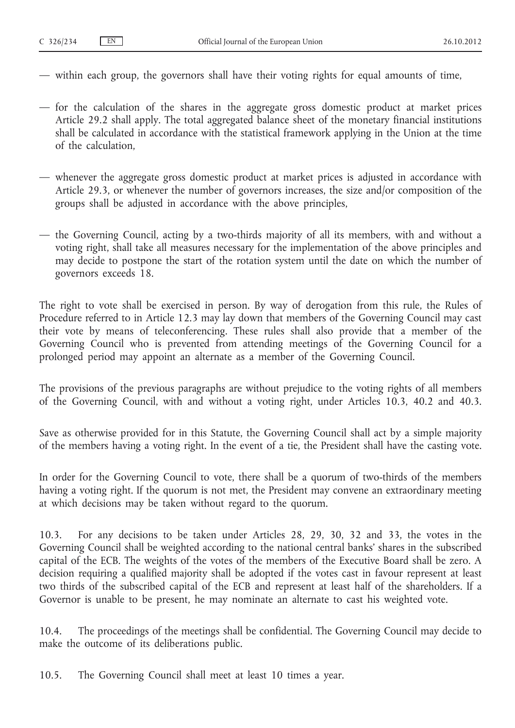— within each group, the governors shall have their voting rights for equal amounts of time,

— for the calculation of the shares in the aggregate gross domestic product at market prices Article 29.2 shall apply. The total aggregated balance sheet of the monetary financial institutions shall be calculated in accordance with the statistical framework applying in the Union at the time of the calculation,

— whenever the aggregate gross domestic product at market prices is adjusted in accordance with Article 29.3, or whenever the number of governors increases, the size and/or composition of the groups shall be adjusted in accordance with the above principles,

— the Governing Council, acting by a two-thirds majority of all its members, with and without a voting right, shall take all measures necessary for the implementation of the above principles and may decide to postpone the start of the rotation system until the date on which the number of governors exceeds 18.

The right to vote shall be exercised in person. By way of derogation from this rule, the Rules of Procedure referred to in Article 12.3 may lay down that members of the Governing Council may cast their vote by means of teleconferencing. These rules shall also provide that a member of the Governing Council who is prevented from attending meetings of the Governing Council for a prolonged period may appoint an alternate as a member of the Governing Council.

The provisions of the previous paragraphs are without prejudice to the voting rights of all members of the Governing Council, with and without a voting right, under Articles 10.3, 40.2 and 40.3.

Save as otherwise provided for in this Statute, the Governing Council shall act by a simple majority of the members having a voting right. In the event of a tie, the President shall have the casting vote.

In order for the Governing Council to vote, there shall be a quorum of two-thirds of the members having a voting right. If the quorum is not met, the President may convene an extraordinary meeting at which decisions may be taken without regard to the quorum.

10.3. For any decisions to be taken under Articles 28, 29, 30, 32 and 33, the votes in the Governing Council shall be weighted according to the national central banks' shares in the subscribed capital of the ECB. The weights of the votes of the members of the Executive Board shall be zero. A decision requiring a qualified majority shall be adopted if the votes cast in favour represent at least two thirds of the subscribed capital of the ECB and represent at least half of the shareholders. If a Governor is unable to be present, he may nominate an alternate to cast his weighted vote.

10.4. The proceedings of the meetings shall be confidential. The Governing Council may decide to make the outcome of its deliberations public.

10.5. The Governing Council shall meet at least 10 times a year.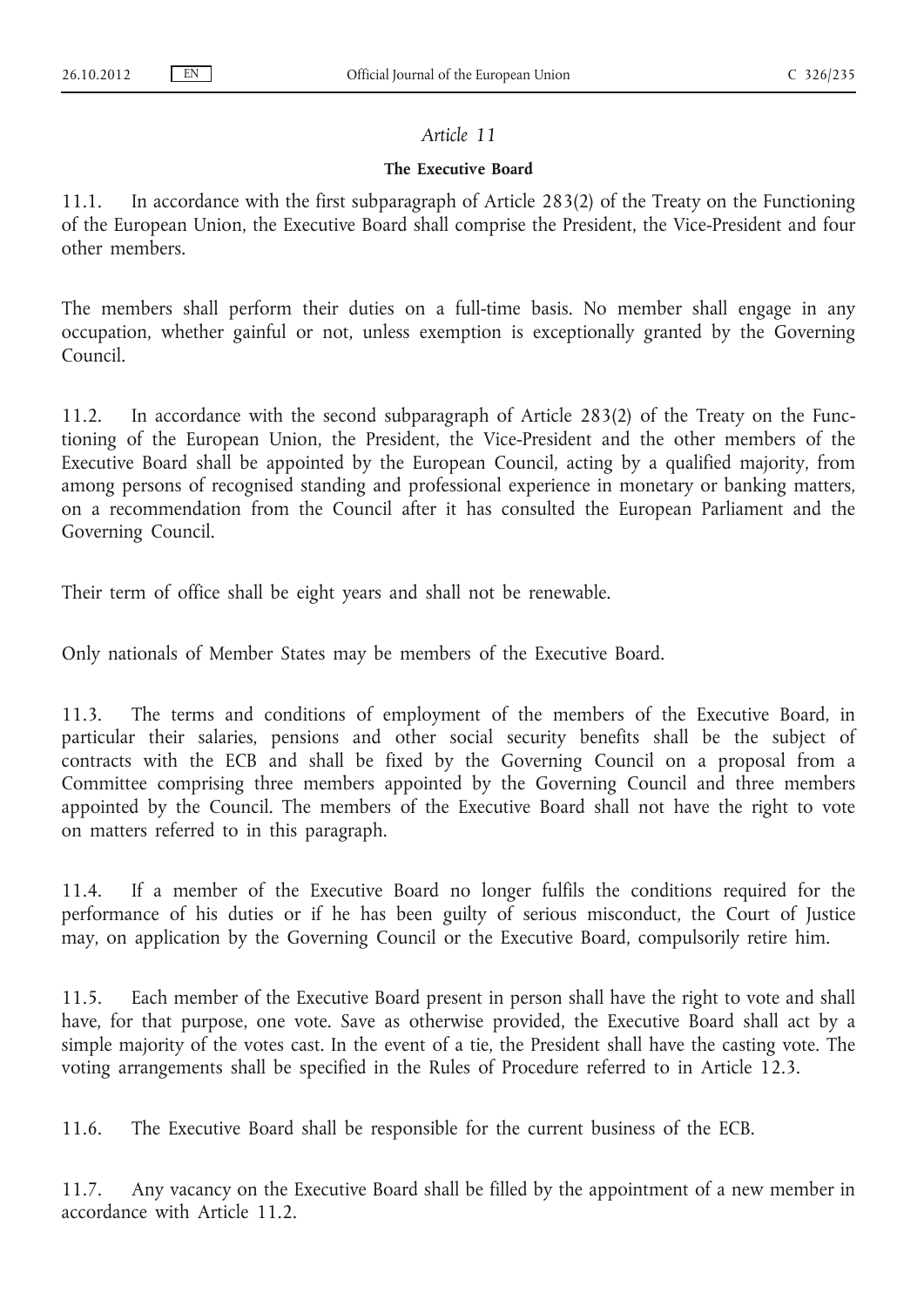*Article 11*

**The Executive Board**

11.1. In accordance with the first subparagraph of Article 283(2) of the Treaty on the Functioning of the European Union, the Executive Board shall comprise the President, the Vice-President and four other members.

The members shall perform their duties on a full-time basis. No member shall engage in any occupation, whether gainful or not, unless exemption is exceptionally granted by the Governing Council.

11.2. In accordance with the second subparagraph of Article 283(2) of the Treaty on the Functioning of the European Union, the President, the Vice-President and the other members of the Executive Board shall be appointed by the European Council, acting by a qualified majority, from among persons of recognised standing and professional experience in monetary or banking matters, on a recommendation from the Council after it has consulted the European Parliament and the Governing Council.

Their term of office shall be eight years and shall not be renewable.

Only nationals of Member States may be members of the Executive Board.

11.3. The terms and conditions of employment of the members of the Executive Board, in particular their salaries, pensions and other social security benefits shall be the subject of contracts with the ECB and shall be fixed by the Governing Council on a proposal from a Committee comprising three members appointed by the Governing Council and three members appointed by the Council. The members of the Executive Board shall not have the right to vote on matters referred to in this paragraph.

11.4. If a member of the Executive Board no longer fulfils the conditions required for the performance of his duties or if he has been guilty of serious misconduct, the Court of Justice may, on application by the Governing Council or the Executive Board, compulsorily retire him.

11.5. Each member of the Executive Board present in person shall have the right to vote and shall have, for that purpose, one vote. Save as otherwise provided, the Executive Board shall act by a simple majority of the votes cast. In the event of a tie, the President shall have the casting vote. The voting arrangements shall be specified in the Rules of Procedure referred to in Article 12.3.

11.6. The Executive Board shall be responsible for the current business of the ECB.

11.7. Any vacancy on the Executive Board shall be filled by the appointment of a new member in accordance with Article 11.2.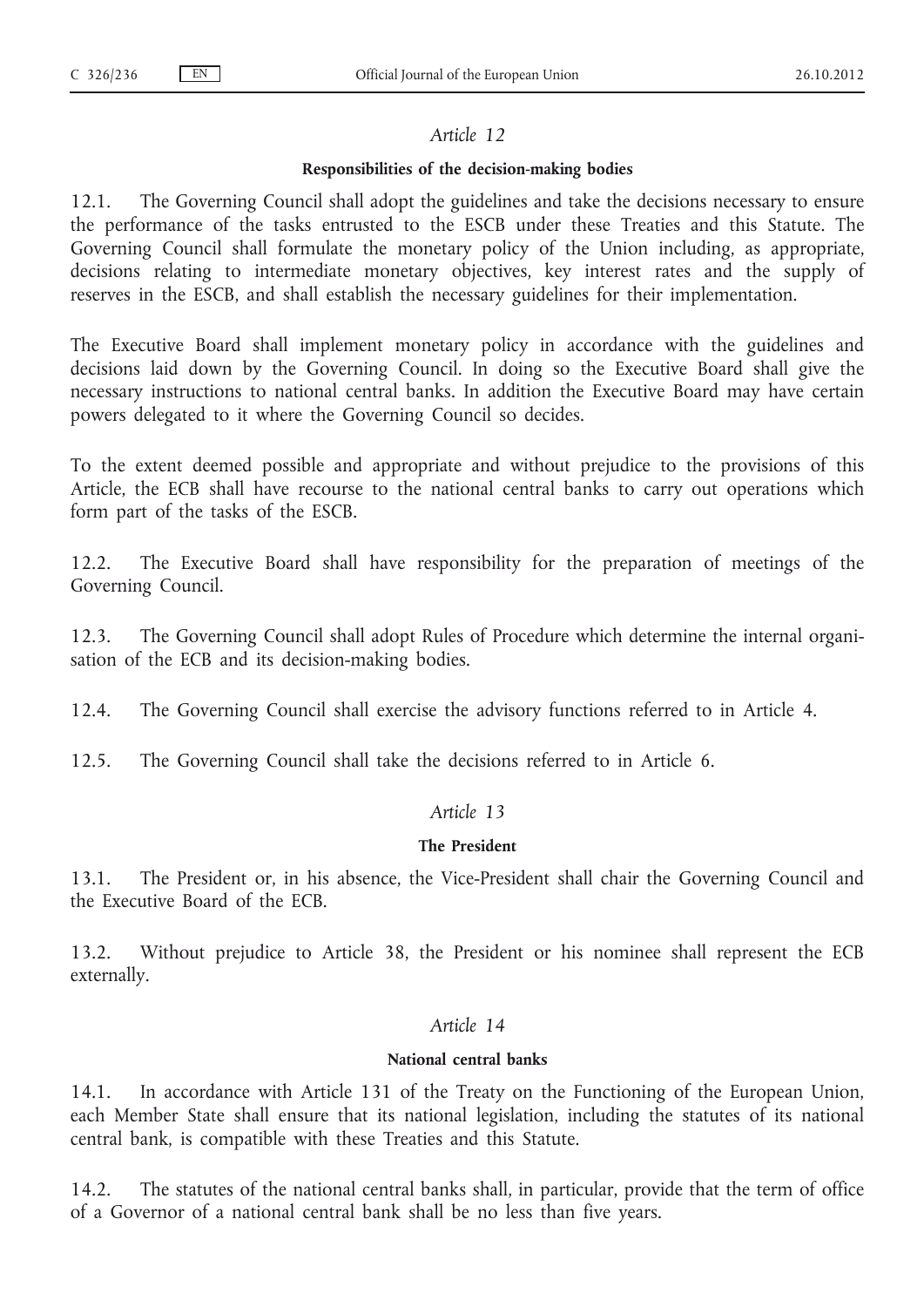*Article 12*

**Responsibilities of the decision-making bodies**

12.1. The Governing Council shall adopt the guidelines and take the decisions necessary to ensure the performance of the tasks entrusted to the ESCB under these Treaties and this Statute. The Governing Council shall formulate the monetary policy of the Union including, as appropriate, decisions relating to intermediate monetary objectives, key interest rates and the supply of reserves in the ESCB, and shall establish the necessary guidelines for their implementation.

The Executive Board shall implement monetary policy in accordance with the guidelines and decisions laid down by the Governing Council. In doing so the Executive Board shall give the necessary instructions to national central banks. In addition the Executive Board may have certain powers delegated to it where the Governing Council so decides.

To the extent deemed possible and appropriate and without prejudice to the provisions of this Article, the ECB shall have recourse to the national central banks to carry out operations which form part of the tasks of the ESCB.

12.2. The Executive Board shall have responsibility for the preparation of meetings of the Governing Council.

12.3. The Governing Council shall adopt Rules of Procedure which determine the internal organisation of the ECB and its decision-making bodies.

12.4. The Governing Council shall exercise the advisory functions referred to in Article 4.

12.5. The Governing Council shall take the decisions referred to in Article 6.

*Article 13*

**The President**

13.1. The President or, in his absence, the Vice-President shall chair the Governing Council and the Executive Board of the ECB.

13.2. Without prejudice to Article 38, the President or his nominee shall represent the ECB externally.

*Article 14*

**National central banks**

14.1. In accordance with Article 131 of the Treaty on the Functioning of the European Union, each Member State shall ensure that its national legislation, including the statutes of its national central bank, is compatible with these Treaties and this Statute.

14.2. The statutes of the national central banks shall, in particular, provide that the term of office of a Governor of a national central bank shall be no less than five years.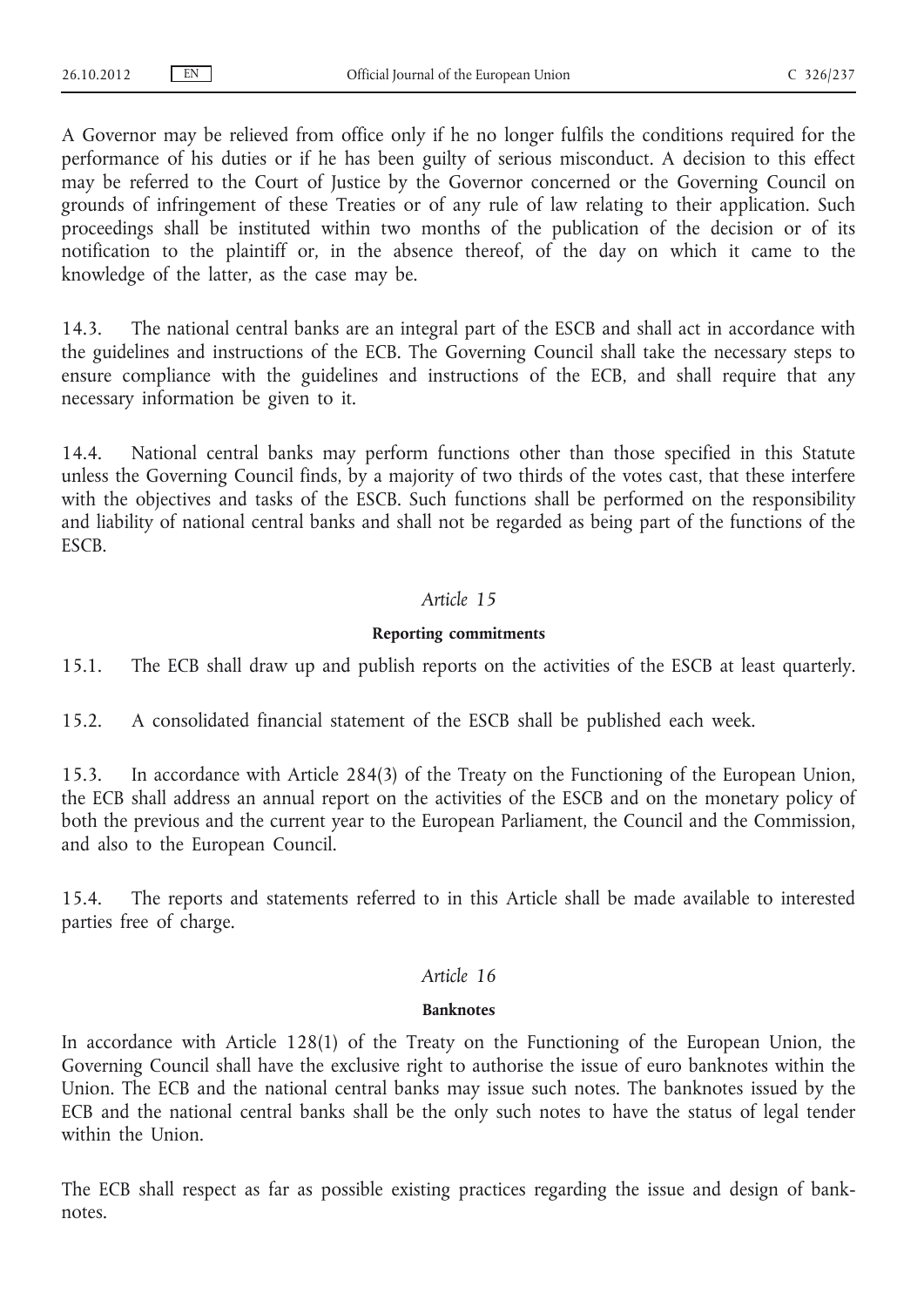A Governor may be relieved from office only if he no longer fulfils the conditions required for the performance of his duties or if he has been guilty of serious misconduct. A decision to this effect may be referred to the Court of Justice by the Governor concerned or the Governing Council on grounds of infringement of these Treaties or of any rule of law relating to their application. Such proceedings shall be instituted within two months of the publication of the decision or of its notification to the plaintiff or, in the absence thereof, of the day on which it came to the knowledge of the latter, as the case may be.

14.3. The national central banks are an integral part of the ESCB and shall act in accordance with the guidelines and instructions of the ECB. The Governing Council shall take the necessary steps to ensure compliance with the guidelines and instructions of the ECB, and shall require that any necessary information be given to it.

14.4. National central banks may perform functions other than those specified in this Statute unless the Governing Council finds, by a majority of two thirds of the votes cast, that these interfere with the objectives and tasks of the ESCB. Such functions shall be performed on the responsibility and liability of national central banks and shall not be regarded as being part of the functions of the ESCB.

### *Article 15*

### Reporting commitments

15.1. The ECB shall draw up and publish reports on the activities of the ESCB at least quarterly.

15.2. A consolidated financial statement of the ESCB shall be published each week.

15.3. In accordance with Article 284(3) of the Treaty on the Functioning of the European Union, the ECB shall address an annual report on the activities of the ESCB and on the monetary policy of both the previous and the current year to the European Parliament, the Council and the Commission, and also to the European Council.

15.4. The reports and statements referred to in this Article shall be made available to interested parties free of charge.

### *Article 16*

### Banknotes

In accordance with Article 128(1) of the Treaty on the Functioning of the European Union, the Governing Council shall have the exclusive right to authorise the issue of euro banknotes within the Union. The ECB and the national central banks may issue such notes. The banknotes issued by the ECB and the national central banks shall be the only such notes to have the status of legal tender within the Union.

The ECB shall respect as far as possible existing practices regarding the issue and design of banknotes.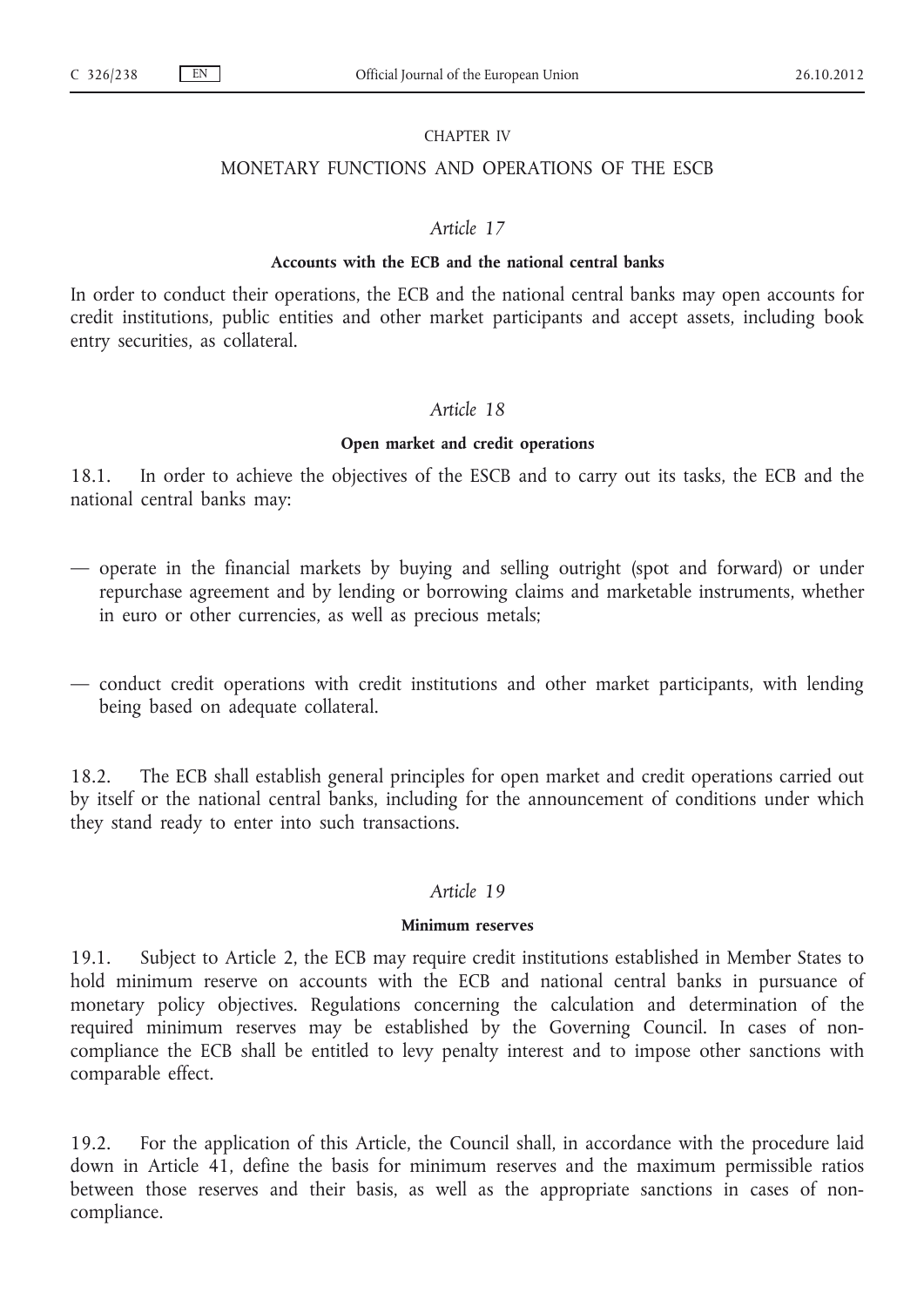## CHAPTER IV

## MONETARY FUNCTIONS AND OPERATIONS OF THE ESCB

### *Article 17*

**Accounts with the ECB and the national central banks**

In order to conduct their operations, the ECB and the national central banks may open accounts for credit institutions, public entities and other market participants and accept assets, including book entry securities, as collateral.

### *Article 18*

**Open market and credit operations**

18.1. In order to achieve the objectives of the ESCB and to carry out its tasks, the ECB and the national central banks may:

— operate in the financial markets by buying and selling outright (spot and forward) or under repurchase agreement and by lending or borrowing claims and marketable instruments, whether in euro or other currencies, as well as precious metals;

— conduct credit operations with credit institutions and other market participants, with lending being based on adequate collateral.

18.2. The ECB shall establish general principles for open market and credit operations carried out by itself or the national central banks, including for the announcement of conditions under which they stand ready to enter into such transactions.

### *Article 19*

**Minimum reserves**

19.1. Subject to Article 2, the ECB may require credit institutions established in Member States to hold minimum reserve on accounts with the ECB and national central banks in pursuance of monetary policy objectives. Regulations concerning the calculation and determination of the required minimum reserves may be established by the Governing Council. In cases of non-compliance the ECB shall be entitled to levy penalty interest and to impose other sanctions with comparable effect.

19.2. For the application of this Article, the Council shall, in accordance with the procedure laid down in Article 41, define the basis for minimum reserves and the maximum permissible ratios between those reserves and their basis, as well as the appropriate sanctions in cases of non-compliance.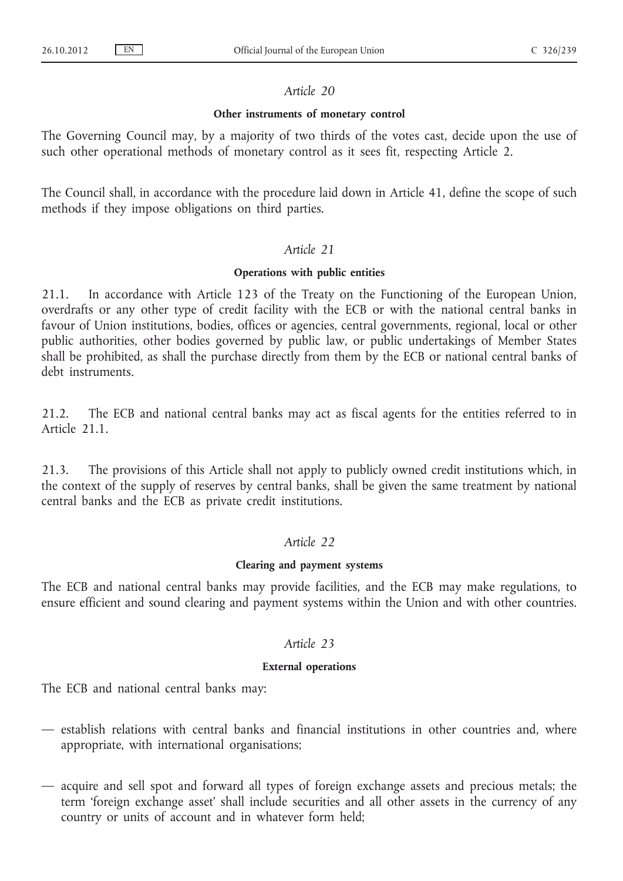*Article 20*

**Other instruments of monetary control**

The Governing Council may, by a majority of two thirds of the votes cast, decide upon the use of such other operational methods of monetary control as it sees fit, respecting Article 2.

The Council shall, in accordance with the procedure laid down in Article 41, define the scope of such methods if they impose obligations on third parties.

*Article 21*

**Operations with public entities**

21.1. In accordance with Article 123 of the Treaty on the Functioning of the European Union, overdrafts or any other type of credit facility with the ECB or with the national central banks in favour of Union institutions, bodies, offices or agencies, central governments, regional, local or other public authorities, other bodies governed by public law, or public undertakings of Member States shall be prohibited, as shall the purchase directly from them by the ECB or national central banks of debt instruments.

21.2. The ECB and national central banks may act as fiscal agents for the entities referred to in Article 21.1.

21.3. The provisions of this Article shall not apply to publicly owned credit institutions which, in the context of the supply of reserves by central banks, shall be given the same treatment by national central banks and the ECB as private credit institutions.

*Article 22*

**Clearing and payment systems**

The ECB and national central banks may provide facilities, and the ECB may make regulations, to ensure efficient and sound clearing and payment systems within the Union and with other countries.

*Article 23*

**External operations**

The ECB and national central banks may:

— establish relations with central banks and financial institutions in other countries and, where appropriate, with international organisations;

— acquire and sell spot and forward all types of foreign exchange assets and precious metals; the term 'foreign exchange asset' shall include securities and all other assets in the currency of any country or units of account and in whatever form held;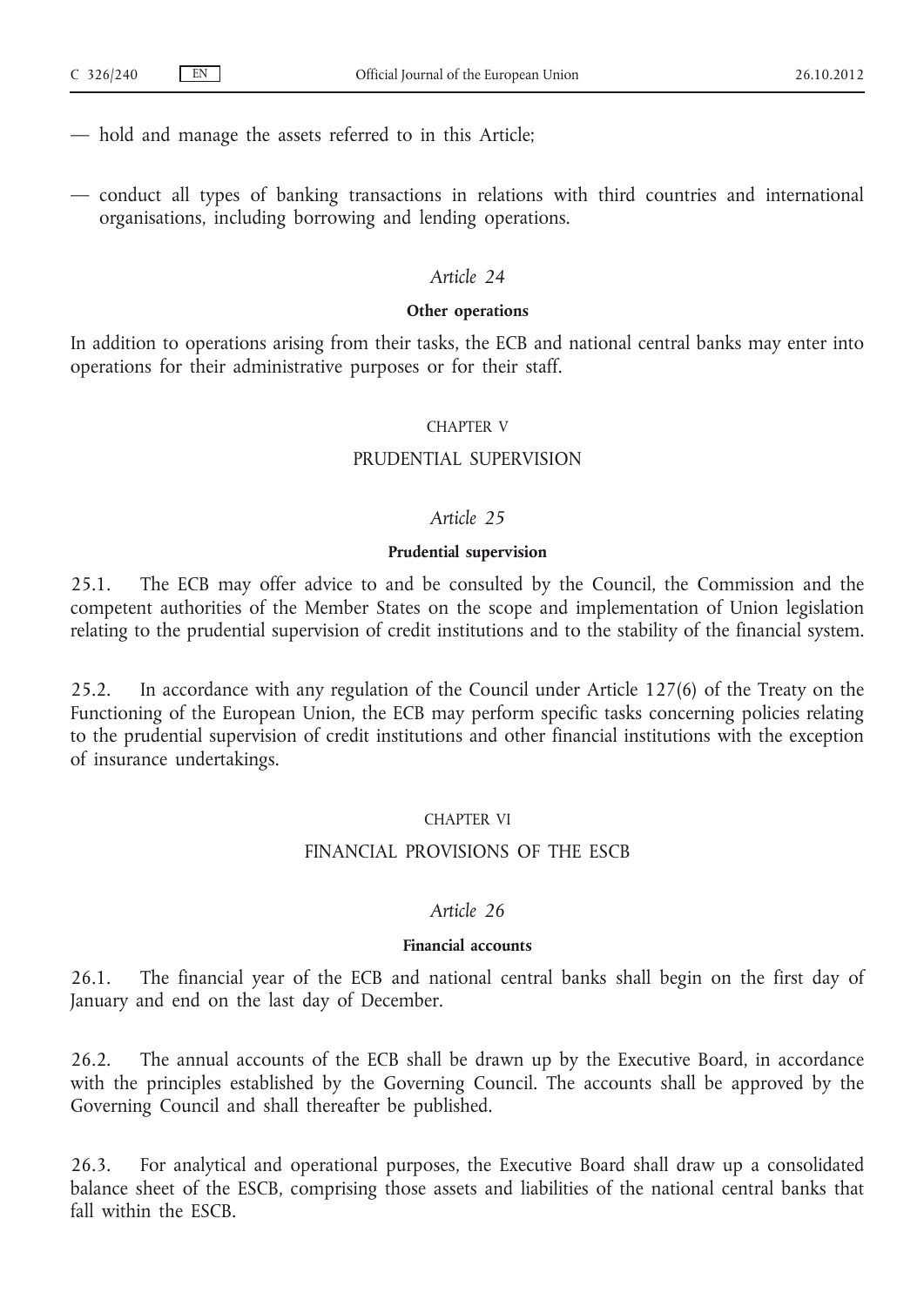— hold and manage the assets referred to in this Article;

— conduct all types of banking transactions in relations with third countries and international organisations, including borrowing and lending operations.

*Article 24*

**Other operations**

In addition to operations arising from their tasks, the ECB and national central banks may enter into operations for their administrative purposes or for their staff.

CHAPTER V

PRUDENTIAL SUPERVISION

*Article 25*

**Prudential supervision**

25.1. The ECB may offer advice to and be consulted by the Council, the Commission and the competent authorities of the Member States on the scope and implementation of Union legislation relating to the prudential supervision of credit institutions and to the stability of the financial system.

25.2. In accordance with any regulation of the Council under Article 127(6) of the Treaty on the Functioning of the European Union, the ECB may perform specific tasks concerning policies relating to the prudential supervision of credit institutions and other financial institutions with the exception of insurance undertakings.

CHAPTER VI

FINANCIAL PROVISIONS OF THE ESCB

*Article 26*

**Financial accounts**

26.1. The financial year of the ECB and national central banks shall begin on the first day of January and end on the last day of December.

26.2. The annual accounts of the ECB shall be drawn up by the Executive Board, in accordance with the principles established by the Governing Council. The accounts shall be approved by the Governing Council and shall thereafter be published.

26.3. For analytical and operational purposes, the Executive Board shall draw up a consolidated balance sheet of the ESCB, comprising those assets and liabilities of the national central banks that fall within the ESCB.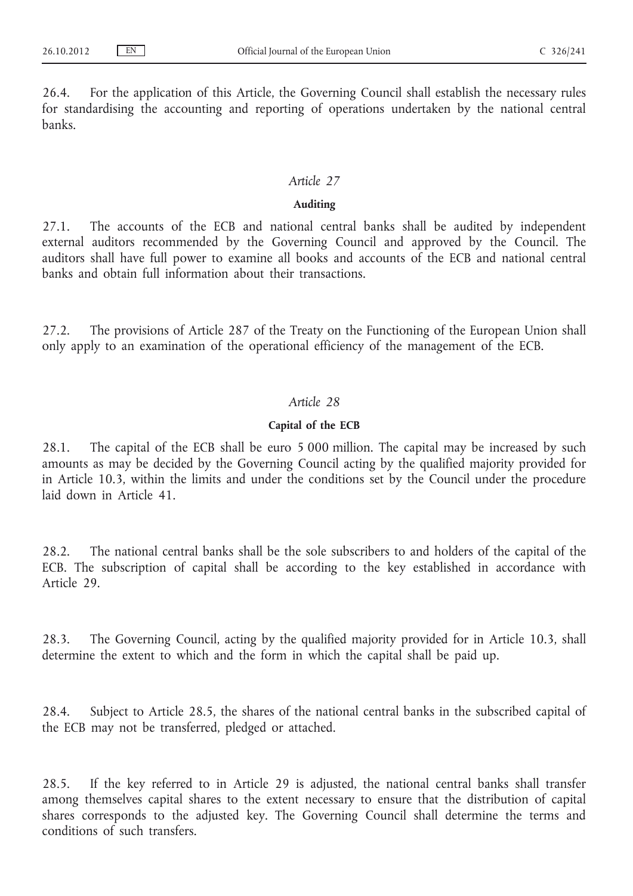26.4. For the application of this Article, the Governing Council shall establish the necessary rules for standardising the accounting and reporting of operations undertaken by the national central banks.

### *Article 27*

#### **Auditing**

27.1. The accounts of the ECB and national central banks shall be audited by independent external auditors recommended by the Governing Council and approved by the Council. The auditors shall have full power to examine all books and accounts of the ECB and national central banks and obtain full information about their transactions.

27.2. The provisions of Article 287 of the Treaty on the Functioning of the European Union shall only apply to an examination of the operational efficiency of the management of the ECB.

### *Article 28*

#### **Capital of the ECB**

28.1. The capital of the ECB shall be euro 5 000 million. The capital may be increased by such amounts as may be decided by the Governing Council acting by the qualified majority provided for in Article 10.3, within the limits and under the conditions set by the Council under the procedure laid down in Article 41.

28.2. The national central banks shall be the sole subscribers to and holders of the capital of the ECB. The subscription of capital shall be according to the key established in accordance with Article 29.

28.3. The Governing Council, acting by the qualified majority provided for in Article 10.3, shall determine the extent to which and the form in which the capital shall be paid up.

28.4. Subject to Article 28.5, the shares of the national central banks in the subscribed capital of the ECB may not be transferred, pledged or attached.

28.5. If the key referred to in Article 29 is adjusted, the national central banks shall transfer among themselves capital shares to the extent necessary to ensure that the distribution of capital shares corresponds to the adjusted key. The Governing Council shall determine the terms and conditions of such transfers.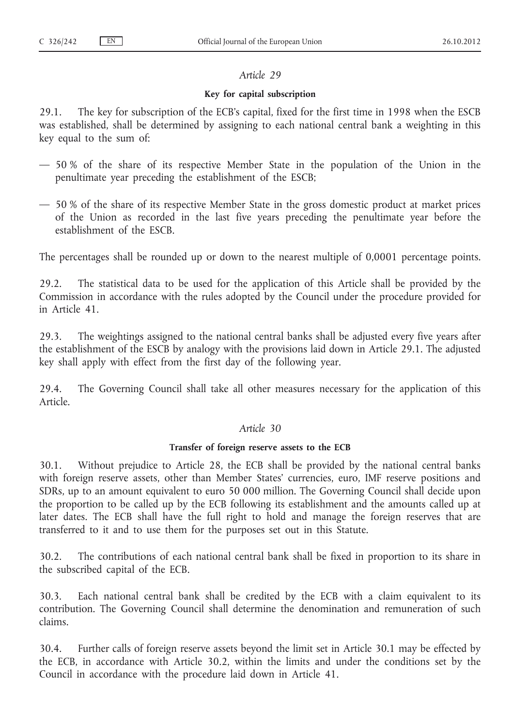*Article 29*

**Key for capital subscription**

29.1. The key for subscription of the ECB's capital, fixed for the first time in 1998 when the ESCB was established, shall be determined by assigning to each national central bank a weighting in this key equal to the sum of:

— 50 % of the share of its respective Member State in the population of the Union in the penultimate year preceding the establishment of the ESCB;

— 50 % of the share of its respective Member State in the gross domestic product at market prices of the Union as recorded in the last five years preceding the penultimate year before the establishment of the ESCB.

The percentages shall be rounded up or down to the nearest multiple of 0,0001 percentage points.

29.2. The statistical data to be used for the application of this Article shall be provided by the Commission in accordance with the rules adopted by the Council under the procedure provided for in Article 41.

29.3. The weightings assigned to the national central banks shall be adjusted every five years after the establishment of the ESCB by analogy with the provisions laid down in Article 29.1. The adjusted key shall apply with effect from the first day of the following year.

29.4. The Governing Council shall take all other measures necessary for the application of this Article.

*Article 30*

**Transfer of foreign reserve assets to the ECB**

30.1. Without prejudice to Article 28, the ECB shall be provided by the national central banks with foreign reserve assets, other than Member States' currencies, euro, IMF reserve positions and SDRs, up to an amount equivalent to euro 50 000 million. The Governing Council shall decide upon the proportion to be called up by the ECB following its establishment and the amounts called up at later dates. The ECB shall have the full right to hold and manage the foreign reserves that are transferred to it and to use them for the purposes set out in this Statute.

30.2. The contributions of each national central bank shall be fixed in proportion to its share in the subscribed capital of the ECB.

30.3. Each national central bank shall be credited by the ECB with a claim equivalent to its contribution. The Governing Council shall determine the denomination and remuneration of such claims.

30.4. Further calls of foreign reserve assets beyond the limit set in Article 30.1 may be effected by the ECB, in accordance with Article 30.2, within the limits and under the conditions set by the Council in accordance with the procedure laid down in Article 41.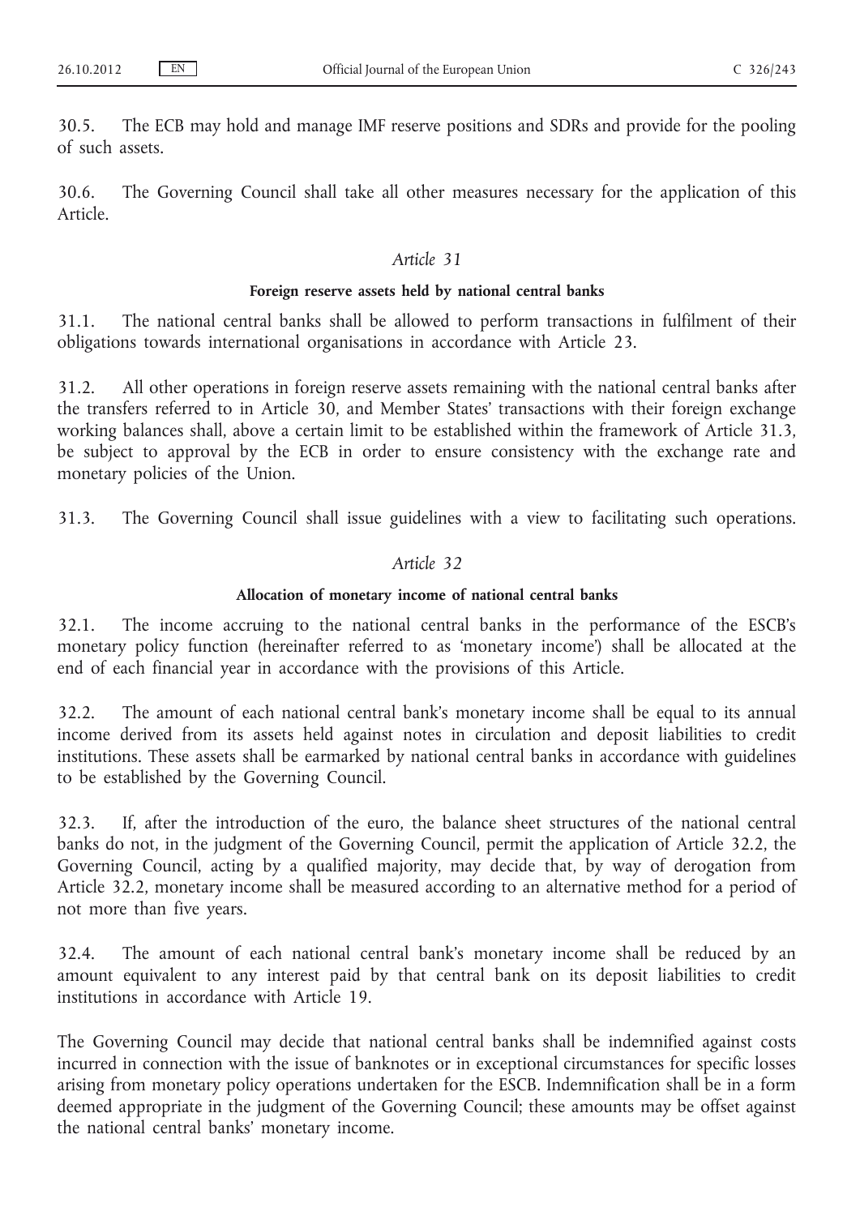30.5. The ECB may hold and manage IMF reserve positions and SDRs and provide for the pooling of such assets.

30.6. The Governing Council shall take all other measures necessary for the application of this Article.

### *Article 31*

**Foreign reserve assets held by national central banks**

31.1. The national central banks shall be allowed to perform transactions in fulfilment of their obligations towards international organisations in accordance with Article 23.

31.2. All other operations in foreign reserve assets remaining with the national central banks after the transfers referred to in Article 30, and Member States' transactions with their foreign exchange working balances shall, above a certain limit to be established within the framework of Article 31.3, be subject to approval by the ECB in order to ensure consistency with the exchange rate and monetary policies of the Union.

31.3. The Governing Council shall issue guidelines with a view to facilitating such operations.

### *Article 32*

**Allocation of monetary income of national central banks**

32.1. The income accruing to the national central banks in the performance of the ESCB's monetary policy function (hereinafter referred to as 'monetary income') shall be allocated at the end of each financial year in accordance with the provisions of this Article.

32.2. The amount of each national central bank's monetary income shall be equal to its annual income derived from its assets held against notes in circulation and deposit liabilities to credit institutions. These assets shall be earmarked by national central banks in accordance with guidelines to be established by the Governing Council.

32.3. If, after the introduction of the euro, the balance sheet structures of the national central banks do not, in the judgment of the Governing Council, permit the application of Article 32.2, the Governing Council, acting by a qualified majority, may decide that, by way of derogation from Article 32.2, monetary income shall be measured according to an alternative method for a period of not more than five years.

32.4. The amount of each national central bank's monetary income shall be reduced by an amount equivalent to any interest paid by that central bank on its deposit liabilities to credit institutions in accordance with Article 19.

The Governing Council may decide that national central banks shall be indemnified against costs incurred in connection with the issue of banknotes or in exceptional circumstances for specific losses arising from monetary policy operations undertaken for the ESCB. Indemnification shall be in a form deemed appropriate in the judgment of the Governing Council; these amounts may be offset against the national central banks' monetary income.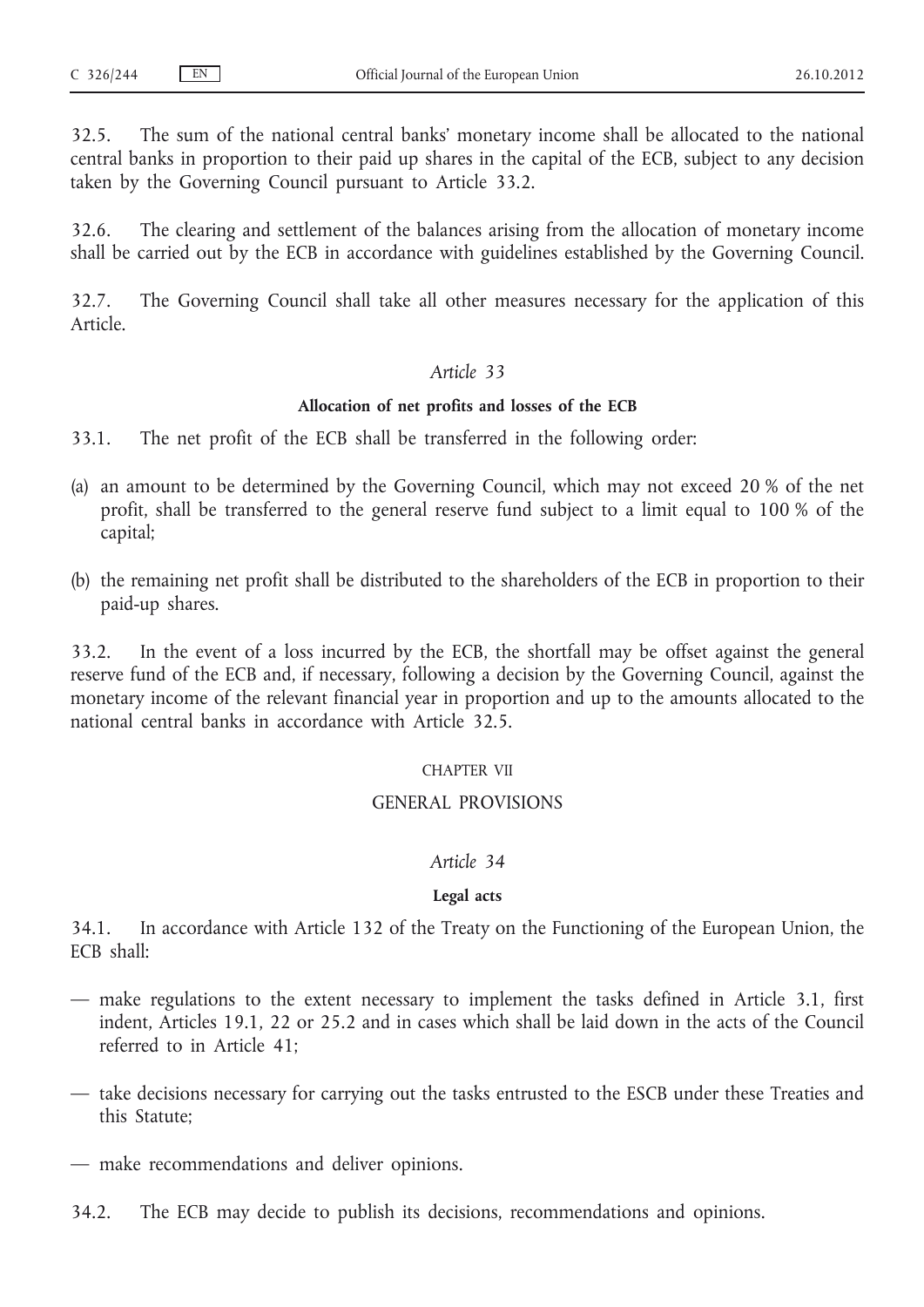32.5. The sum of the national central banks' monetary income shall be allocated to the national central banks in proportion to their paid up shares in the capital of the ECB, subject to any decision taken by the Governing Council pursuant to Article 33.2.

32.6. The clearing and settlement of the balances arising from the allocation of monetary income shall be carried out by the ECB in accordance with guidelines established by the Governing Council.

32.7. The Governing Council shall take all other measures necessary for the application of this Article.

*Article 33*

**Allocation of net profits and losses of the ECB**

33.1. The net profit of the ECB shall be transferred in the following order:

(a) an amount to be determined by the Governing Council, which may not exceed 20 % of the net profit, shall be transferred to the general reserve fund subject to a limit equal to 100 % of the capital;

(b) the remaining net profit shall be distributed to the shareholders of the ECB in proportion to their paid-up shares.

33.2. In the event of a loss incurred by the ECB, the shortfall may be offset against the general reserve fund of the ECB and, if necessary, following a decision by the Governing Council, against the monetary income of the relevant financial year in proportion and up to the amounts allocated to the national central banks in accordance with Article 32.5.

CHAPTER VII

GENERAL PROVISIONS

*Article 34*

**Legal acts**

34.1. In accordance with Article 132 of the Treaty on the Functioning of the European Union, the ECB shall:

— make regulations to the extent necessary to implement the tasks defined in Article 3.1, first indent, Articles 19.1, 22 or 25.2 and in cases which shall be laid down in the acts of the Council referred to in Article 41;

— take decisions necessary for carrying out the tasks entrusted to the ESCB under these Treaties and this Statute;

— make recommendations and deliver opinions.

34.2. The ECB may decide to publish its decisions, recommendations and opinions.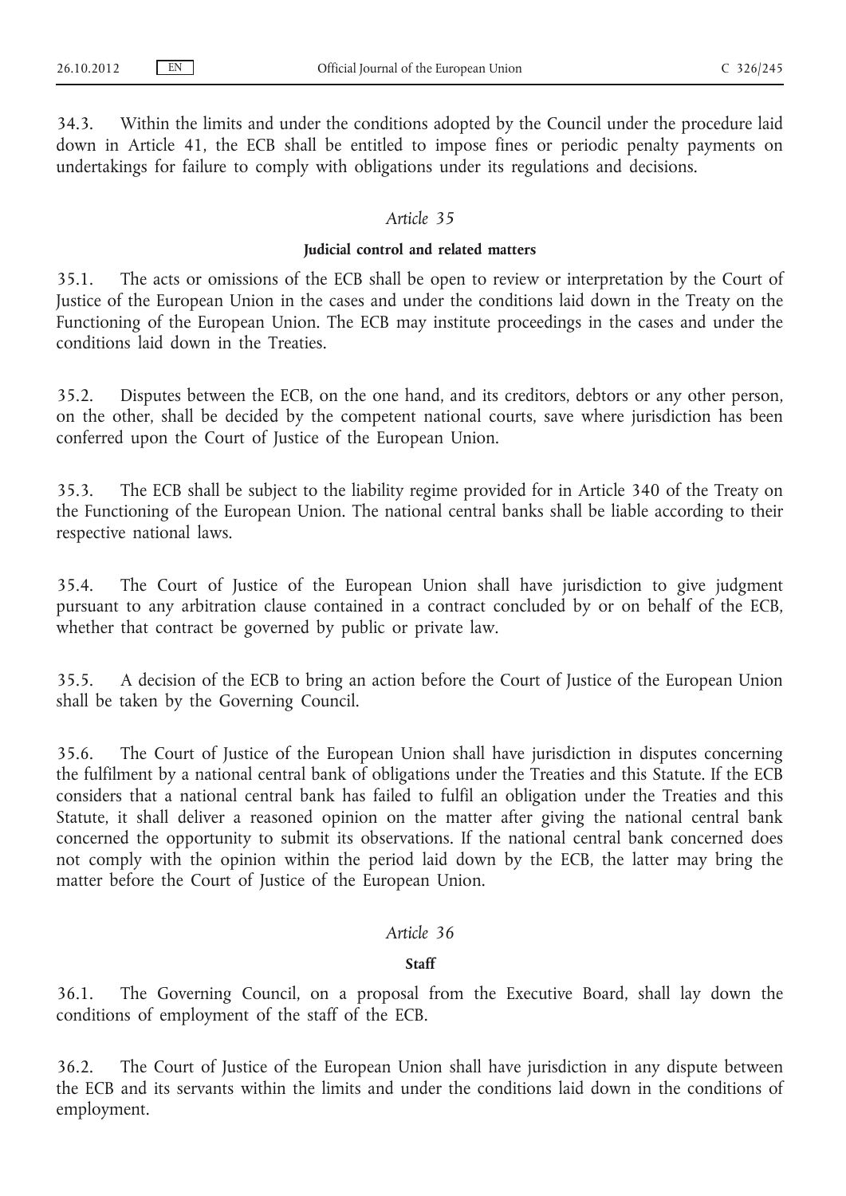34.3. Within the limits and under the conditions adopted by the Council under the procedure laid down in Article 41, the ECB shall be entitled to impose fines or periodic penalty payments on undertakings for failure to comply with obligations under its regulations and decisions.

### *Article 35*

#### **Judicial control and related matters**

35.1. The acts or omissions of the ECB shall be open to review or interpretation by the Court of Justice of the European Union in the cases and under the conditions laid down in the Treaty on the Functioning of the European Union. The ECB may institute proceedings in the cases and under the conditions laid down in the Treaties.

35.2. Disputes between the ECB, on the one hand, and its creditors, debtors or any other person, on the other, shall be decided by the competent national courts, save where jurisdiction has been conferred upon the Court of Justice of the European Union.

35.3. The ECB shall be subject to the liability regime provided for in Article 340 of the Treaty on the Functioning of the European Union. The national central banks shall be liable according to their respective national laws.

35.4. The Court of Justice of the European Union shall have jurisdiction to give judgment pursuant to any arbitration clause contained in a contract concluded by or on behalf of the ECB, whether that contract be governed by public or private law.

35.5. A decision of the ECB to bring an action before the Court of Justice of the European Union shall be taken by the Governing Council.

35.6. The Court of Justice of the European Union shall have jurisdiction in disputes concerning the fulfilment by a national central bank of obligations under the Treaties and this Statute. If the ECB considers that a national central bank has failed to fulfil an obligation under the Treaties and this Statute, it shall deliver a reasoned opinion on the matter after giving the national central bank concerned the opportunity to submit its observations. If the national central bank concerned does not comply with the opinion within the period laid down by the ECB, the latter may bring the matter before the Court of Justice of the European Union.

### *Article 36*

#### **Staff**

36.1. The Governing Council, on a proposal from the Executive Board, shall lay down the conditions of employment of the staff of the ECB.

36.2. The Court of Justice of the European Union shall have jurisdiction in any dispute between the ECB and its servants within the limits and under the conditions laid down in the conditions of employment.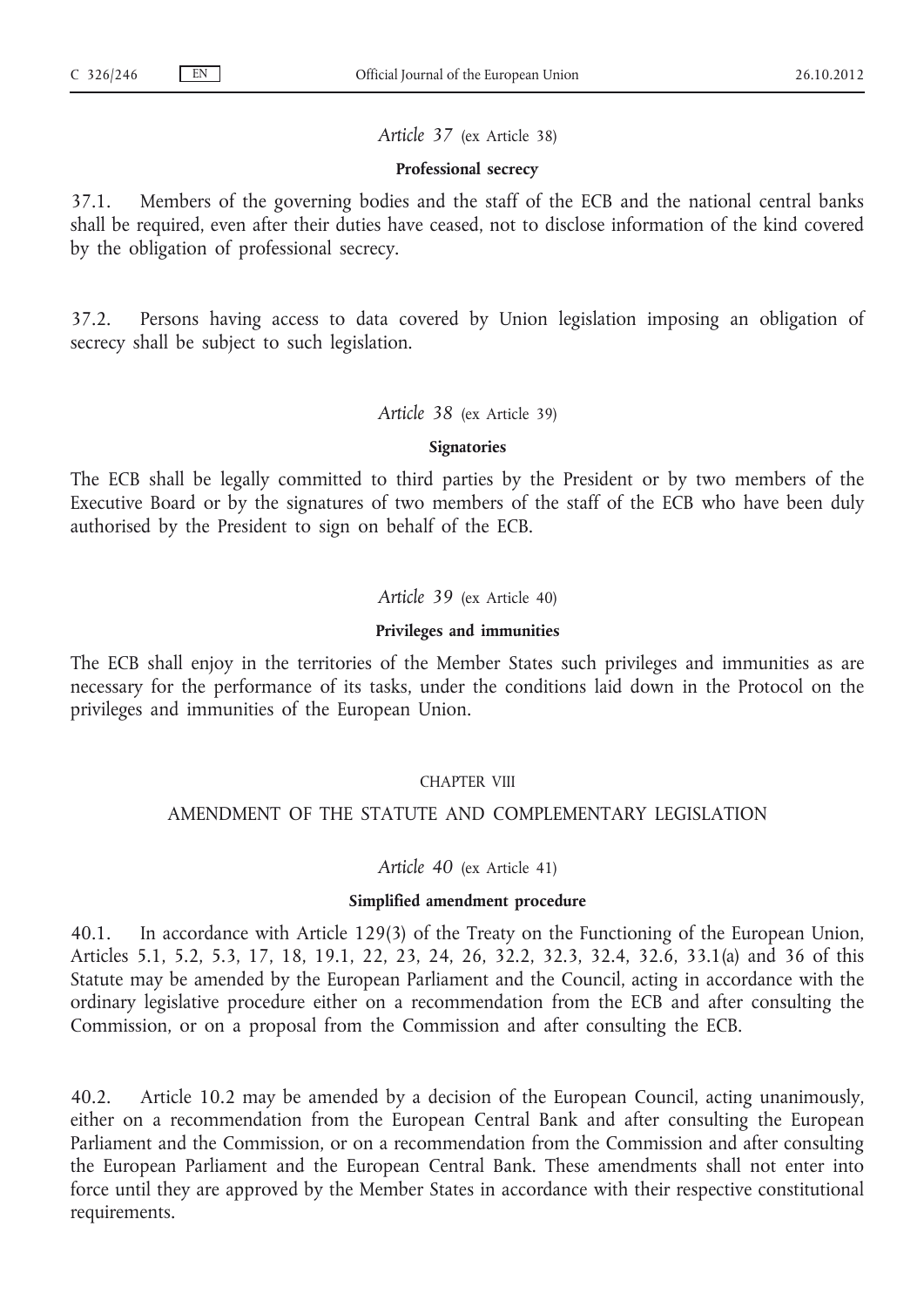*Article 37* (ex Article 38)

**Professional secrecy**

37.1. Members of the governing bodies and the staff of the ECB and the national central banks shall be required, even after their duties have ceased, not to disclose information of the kind covered by the obligation of professional secrecy.

37.2. Persons having access to data covered by Union legislation imposing an obligation of secrecy shall be subject to such legislation.

*Article 38* (ex Article 39)

**Signatories**

The ECB shall be legally committed to third parties by the President or by two members of the Executive Board or by the signatures of two members of the staff of the ECB who have been duly authorised by the President to sign on behalf of the ECB.

*Article 39* (ex Article 40)

**Privileges and immunities**

The ECB shall enjoy in the territories of the Member States such privileges and immunities as are necessary for the performance of its tasks, under the conditions laid down in the Protocol on the privileges and immunities of the European Union.

CHAPTER VIII

AMENDMENT OF THE STATUTE AND COMPLEMENTARY LEGISLATION

*Article 40* (ex Article 41)

**Simplified amendment procedure**

40.1. In accordance with Article 129(3) of the Treaty on the Functioning of the European Union, Articles 5.1, 5.2, 5.3, 17, 18, 19.1, 22, 23, 24, 26, 32.2, 32.3, 32.4, 32.6, 33.1(a) and 36 of this Statute may be amended by the European Parliament and the Council, acting in accordance with the ordinary legislative procedure either on a recommendation from the ECB and after consulting the Commission, or on a proposal from the Commission and after consulting the ECB.

40.2. Article 10.2 may be amended by a decision of the European Council, acting unanimously, either on a recommendation from the European Central Bank and after consulting the European Parliament and the Commission, or on a recommendation from the Commission and after consulting the European Parliament and the European Central Bank. These amendments shall not enter into force until they are approved by the Member States in accordance with their respective constitutional requirements.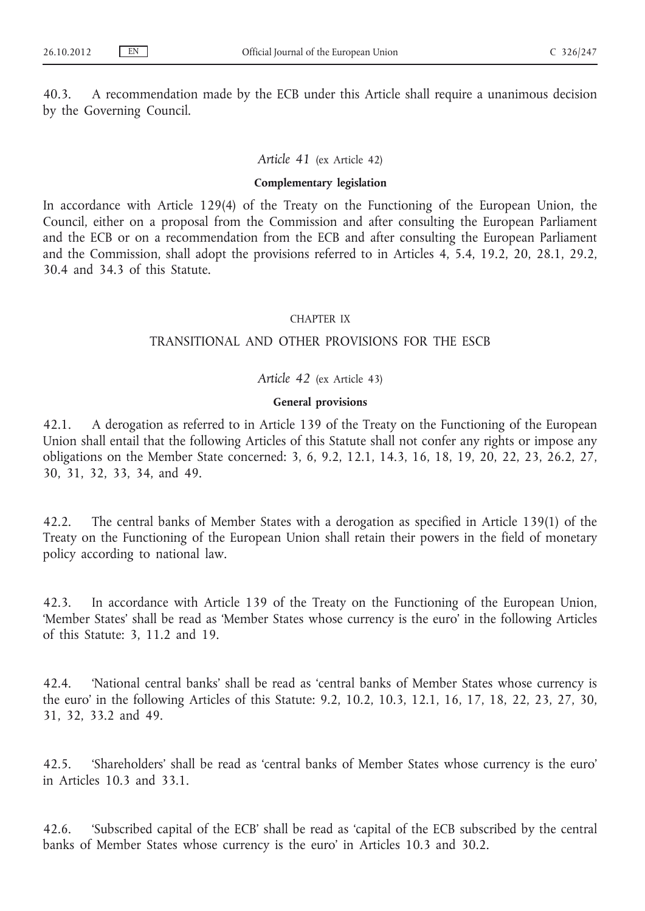40.3. A recommendation made by the ECB under this Article shall require a unanimous decision by the Governing Council.

### *Article 41* (ex Article 42)

**Complementary legislation**

In accordance with Article 129(4) of the Treaty on the Functioning of the European Union, the Council, either on a proposal from the Commission and after consulting the European Parliament and the ECB or on a recommendation from the ECB and after consulting the European Parliament and the Commission, shall adopt the provisions referred to in Articles 4, 5.4, 19.2, 20, 28.1, 29.2, 30.4 and 34.3 of this Statute.

## CHAPTER IX

## TRANSITIONAL AND OTHER PROVISIONS FOR THE ESCB

### *Article 42* (ex Article 43)

**General provisions**

42.1. A derogation as referred to in Article 139 of the Treaty on the Functioning of the European Union shall entail that the following Articles of this Statute shall not confer any rights or impose any obligations on the Member State concerned: 3, 6, 9.2, 12.1, 14.3, 16, 18, 19, 20, 22, 23, 26.2, 27, 30, 31, 32, 33, 34, and 49.

42.2. The central banks of Member States with a derogation as specified in Article 139(1) of the Treaty on the Functioning of the European Union shall retain their powers in the field of monetary policy according to national law.

42.3. In accordance with Article 139 of the Treaty on the Functioning of the European Union, 'Member States' shall be read as 'Member States whose currency is the euro' in the following Articles of this Statute: 3, 11.2 and 19.

42.4. 'National central banks' shall be read as 'central banks of Member States whose currency is the euro' in the following Articles of this Statute: 9.2, 10.2, 10.3, 12.1, 16, 17, 18, 22, 23, 27, 30, 31, 32, 33.2 and 49.

42.5. 'Shareholders' shall be read as 'central banks of Member States whose currency is the euro' in Articles 10.3 and 33.1.

42.6. 'Subscribed capital of the ECB' shall be read as 'capital of the ECB subscribed by the central banks of Member States whose currency is the euro' in Articles 10.3 and 30.2.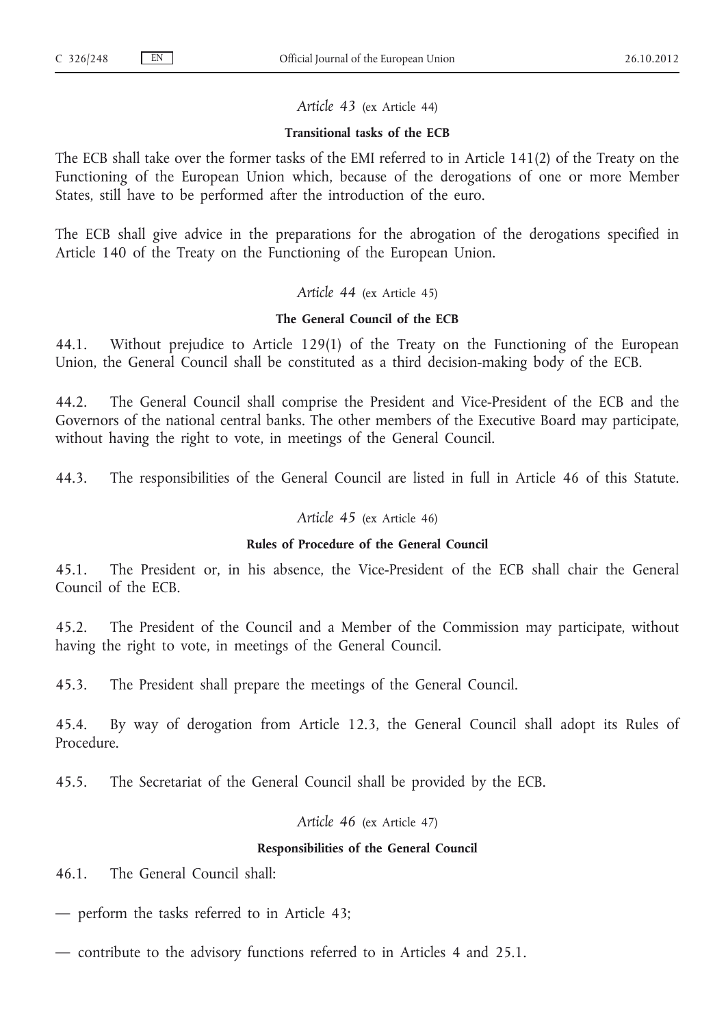*Article 43* (ex Article 44)

**Transitional tasks of the ECB**

The ECB shall take over the former tasks of the EMI referred to in Article 141(2) of the Treaty on the Functioning of the European Union which, because of the derogations of one or more Member States, still have to be performed after the introduction of the euro.

The ECB shall give advice in the preparations for the abrogation of the derogations specified in Article 140 of the Treaty on the Functioning of the European Union.

*Article 44* (ex Article 45)

**The General Council of the ECB**

44.1. Without prejudice to Article 129(1) of the Treaty on the Functioning of the European Union, the General Council shall be constituted as a third decision-making body of the ECB.

44.2. The General Council shall comprise the President and Vice-President of the ECB and the Governors of the national central banks. The other members of the Executive Board may participate, without having the right to vote, in meetings of the General Council.

44.3. The responsibilities of the General Council are listed in full in Article 46 of this Statute.

*Article 45* (ex Article 46)

**Rules of Procedure of the General Council**

45.1. The President or, in his absence, the Vice-President of the ECB shall chair the General Council of the ECB.

45.2. The President of the Council and a Member of the Commission may participate, without having the right to vote, in meetings of the General Council.

45.3. The President shall prepare the meetings of the General Council.

45.4. By way of derogation from Article 12.3, the General Council shall adopt its Rules of Procedure.

45.5. The Secretariat of the General Council shall be provided by the ECB.

*Article 46* (ex Article 47)

**Responsibilities of the General Council**

46.1. The General Council shall:

— perform the tasks referred to in Article 43;

— contribute to the advisory functions referred to in Articles 4 and 25.1.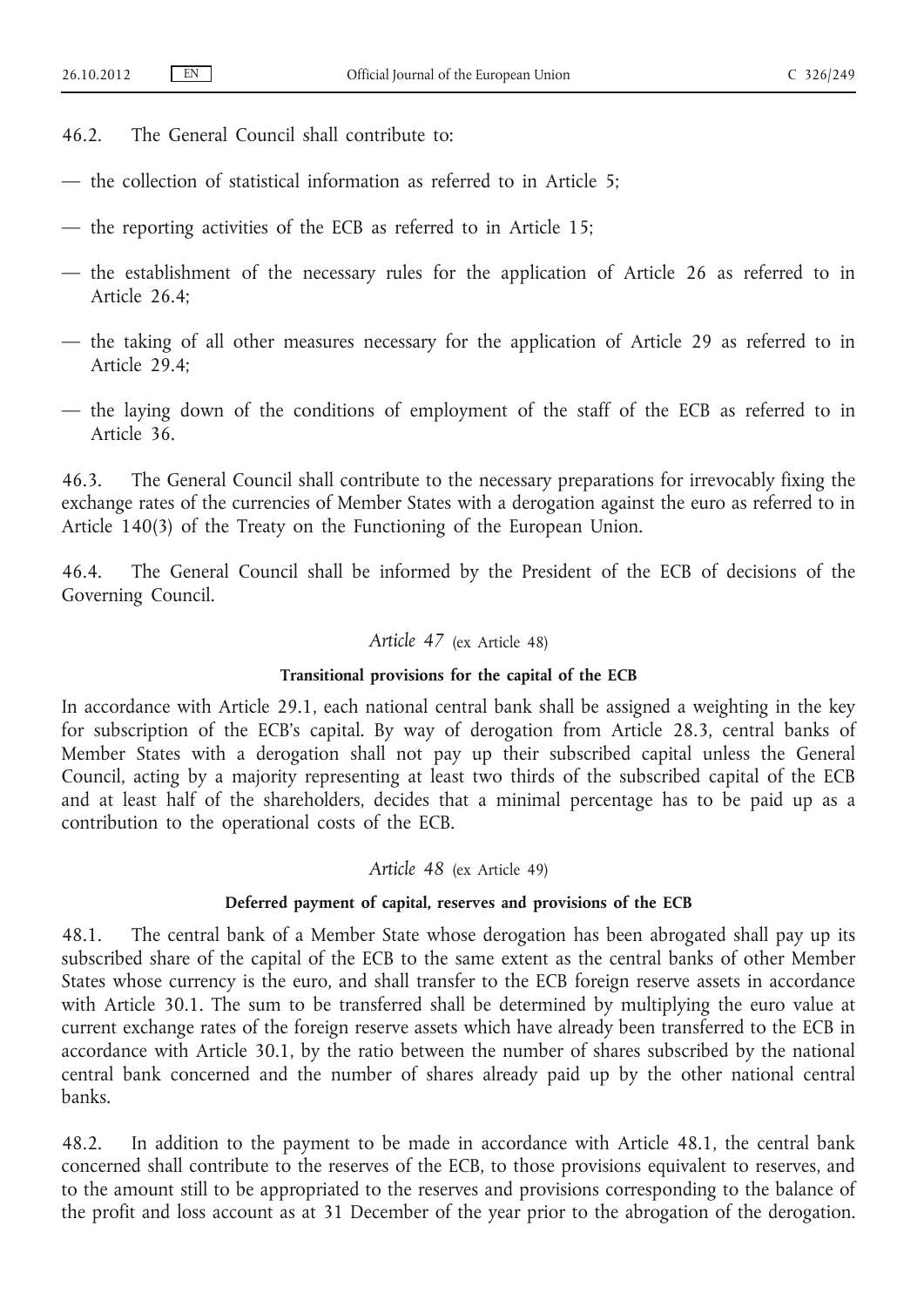46.2. The General Council shall contribute to:

— the collection of statistical information as referred to in Article 5;

— the reporting activities of the ECB as referred to in Article 15;

— the establishment of the necessary rules for the application of Article 26 as referred to in Article 26.4;

— the taking of all other measures necessary for the application of Article 29 as referred to in Article 29.4;

— the laying down of the conditions of employment of the staff of the ECB as referred to in Article 36.

46.3. The General Council shall contribute to the necessary preparations for irrevocably fixing the exchange rates of the currencies of Member States with a derogation against the euro as referred to in Article 140(3) of the Treaty on the Functioning of the European Union.

46.4. The General Council shall be informed by the President of the ECB of decisions of the Governing Council.

### *Article 47* (ex Article 48)

#### **Transitional provisions for the capital of the ECB**

In accordance with Article 29.1, each national central bank shall be assigned a weighting in the key for subscription of the ECB's capital. By way of derogation from Article 28.3, central banks of Member States with a derogation shall not pay up their subscribed capital unless the General Council, acting by a majority representing at least two thirds of the subscribed capital of the ECB and at least half of the shareholders, decides that a minimal percentage has to be paid up as a contribution to the operational costs of the ECB.

### *Article 48* (ex Article 49)

#### **Deferred payment of capital, reserves and provisions of the ECB**

48.1. The central bank of a Member State whose derogation has been abrogated shall pay up its subscribed share of the capital of the ECB to the same extent as the central banks of other Member States whose currency is the euro, and shall transfer to the ECB foreign reserve assets in accordance with Article 30.1. The sum to be transferred shall be determined by multiplying the euro value at current exchange rates of the foreign reserve assets which have already been transferred to the ECB in accordance with Article 30.1, by the ratio between the number of shares subscribed by the national central bank concerned and the number of shares already paid up by the other national central banks.

48.2. In addition to the payment to be made in accordance with Article 48.1, the central bank concerned shall contribute to the reserves of the ECB, to those provisions equivalent to reserves, and to the amount still to be appropriated to the reserves and provisions corresponding to the balance of the profit and loss account as at 31 December of the year prior to the abrogation of the derogation.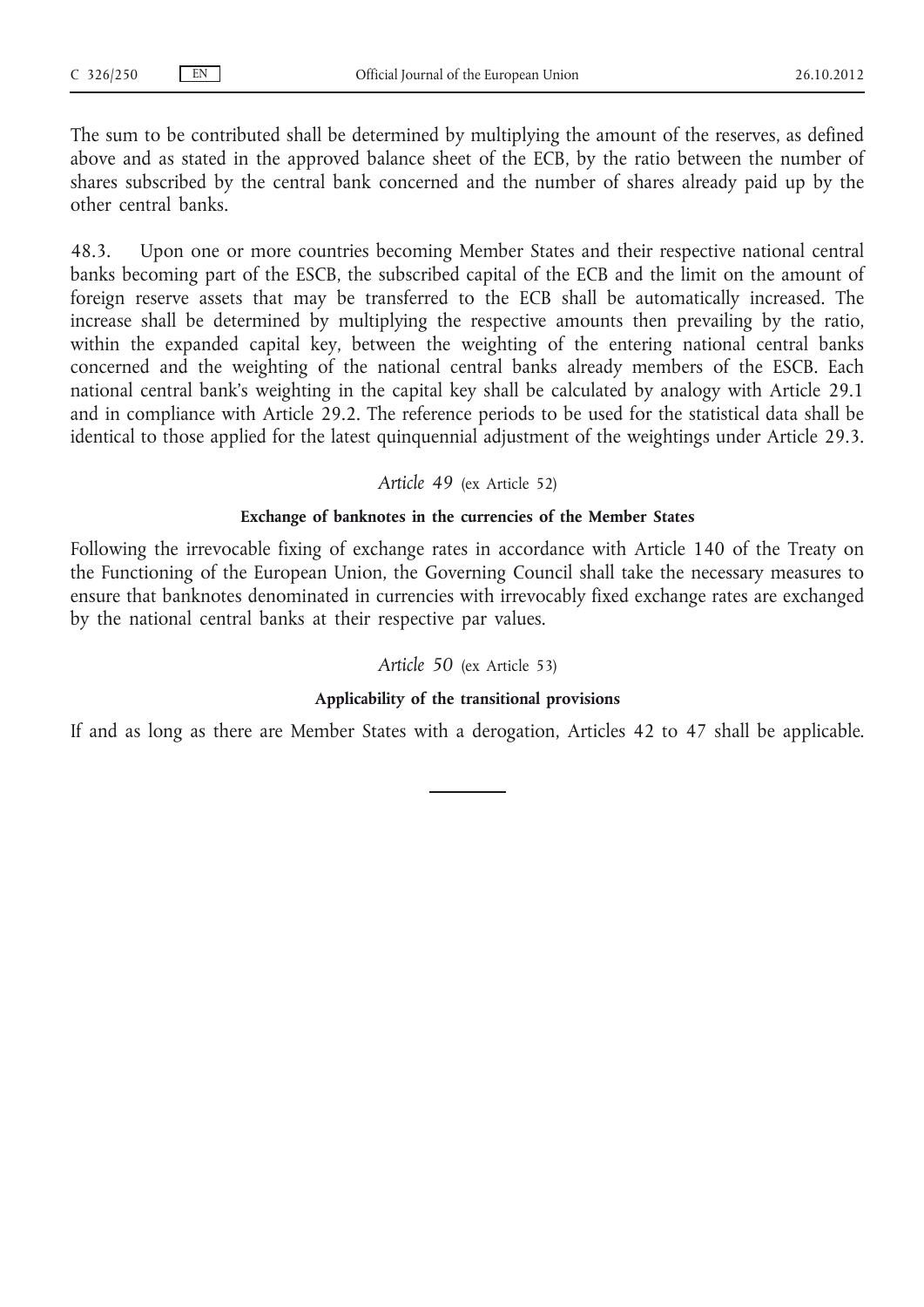The sum to be contributed shall be determined by multiplying the amount of the reserves, as defined above and as stated in the approved balance sheet of the ECB, by the ratio between the number of shares subscribed by the central bank concerned and the number of shares already paid up by the other central banks.

48.3. Upon one or more countries becoming Member States and their respective national central banks becoming part of the ESCB, the subscribed capital of the ECB and the limit on the amount of foreign reserve assets that may be transferred to the ECB shall be automatically increased. The increase shall be determined by multiplying the respective amounts then prevailing by the ratio, within the expanded capital key, between the weighting of the entering national central banks concerned and the weighting of the national central banks already members of the ESCB. Each national central bank's weighting in the capital key shall be calculated by analogy with Article 29.1 and in compliance with Article 29.2. The reference periods to be used for the statistical data shall be identical to those applied for the latest quinquennial adjustment of the weightings under Article 29.3.

### *Article 49* (ex Article 52)

**Exchange of banknotes in the currencies of the Member States**

Following the irrevocable fixing of exchange rates in accordance with Article 140 of the Treaty on the Functioning of the European Union, the Governing Council shall take the necessary measures to ensure that banknotes denominated in currencies with irrevocably fixed exchange rates are exchanged by the national central banks at their respective par values.

### *Article 50* (ex Article 53)

**Applicability of the transitional provisions**

If and as long as there are Member States with a derogation, Articles 42 to 47 shall be applicable.